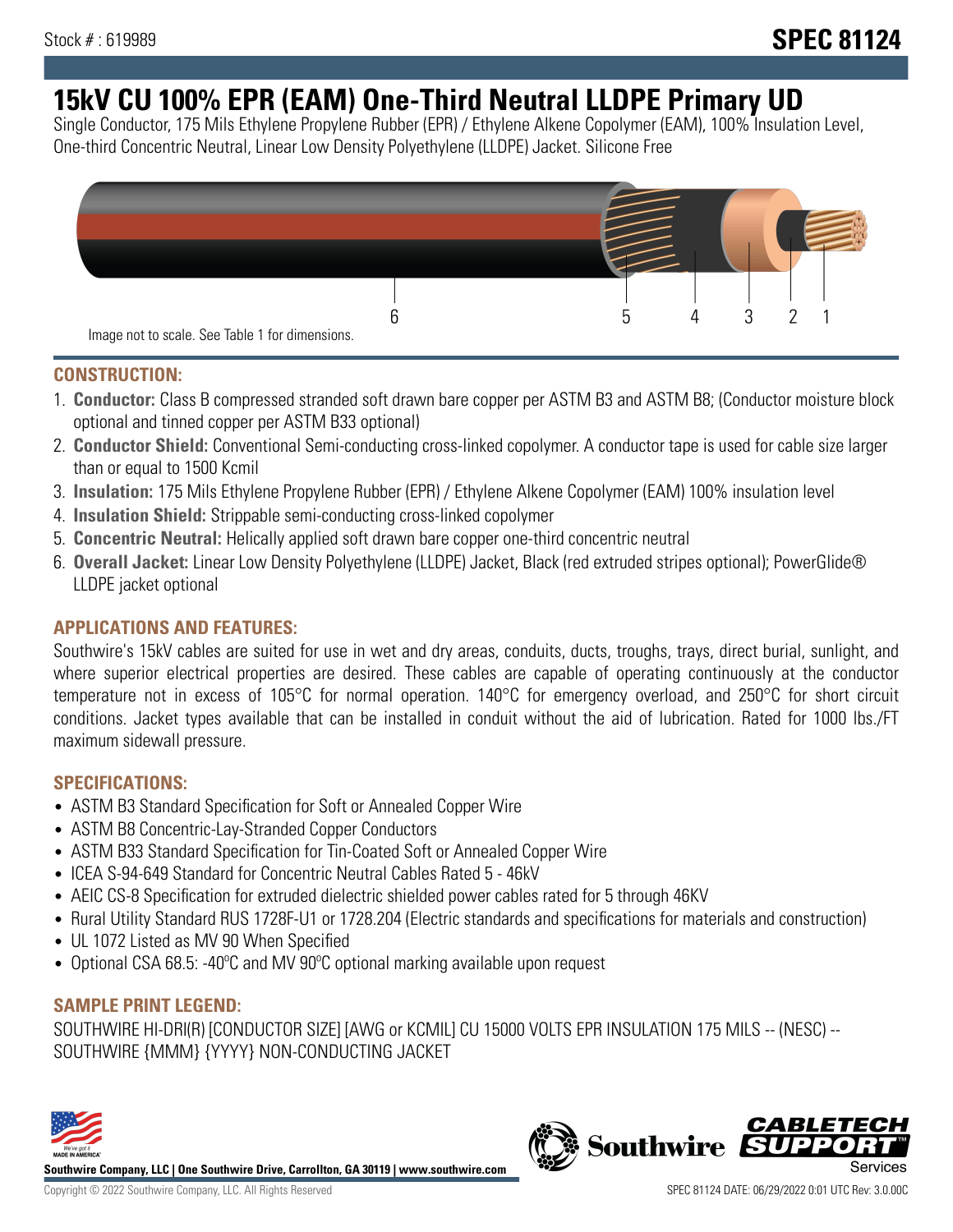Stock # : 619989

# SPEC 81124

# 15kV CU 100% EPR (EAM) One-Third Neutral LLDPE Primary UD

Single Conductor, 175 Mils Ethylene Propylene Rubber (EPR) / Ethylene Alkene Copolymer (EAM), 100% Insulation Level, One-third Concentric Neutral, Linear Low Density Polyethylene (LLDPE) Jacket. Silicone Free

Image not to scale. See Table 1 for dimensions.

## CONSTRUCTION:

1. **Conductor:** Class B compressed stranded soft drawn bare copper per ASTM B3 and ASTM B8; (Conductor moisture block optional and tinned copper per ASTM B33 optional)
2. **Conductor Shield:** Conventional Semi-conducting cross-linked copolymer. A conductor tape is used for cable size larger than or equal to 1500 Kcmil
3. **Insulation:** 175 Mils Ethylene Propylene Rubber (EPR) / Ethylene Alkene Copolymer (EAM) 100% insulation level
4. **Insulation Shield:** Strippable semi-conducting cross-linked copolymer
5. **Concentric Neutral:** Helically applied soft drawn bare copper one-third concentric neutral
6. **Overall Jacket:** Linear Low Density Polyethylene (LLDPE) Jacket, Black (red extruded stripes optional); PowerGlide® LLDPE jacket optional

## APPLICATIONS AND FEATURES:

Southwire's 15kV cables are suited for use in wet and dry areas, conduits, ducts, troughs, trays, direct burial, sunlight, and where superior electrical properties are desired. These cables are capable of operating continuously at the conductor temperature not in excess of 105°C for normal operation. 140°C for emergency overload, and 250°C for short circuit conditions. Jacket types available that can be installed in conduit without the aid of lubrication. Rated for 1000 lbs./FT maximum sidewall pressure.

## SPECIFICATIONS:

- ASTM B3 Standard Specification for Soft or Annealed Copper Wire
- ASTM B8 Concentric-Lay-Stranded Copper Conductors
- ASTM B33 Standard Specification for Tin-Coated Soft or Annealed Copper Wire
- ICEA S-94-649 Standard for Concentric Neutral Cables Rated 5 - 46kV
- AEIC CS-8 Specification for extruded dielectric shielded power cables rated for 5 through 46KV
- Rural Utility Standard RUS 1728F-U1 or 1728.204 (Electric standards and specifications for materials and construction)
- UL 1072 Listed as MV 90 When Specified
- Optional CSA 68.5: -40ºC and MV 90ºC optional marking available upon request

## SAMPLE PRINT LEGEND:

SOUTHWIRE HI-DRI(R) [CONDUCTOR SIZE] [AWG or KCMIL] CU 15000 VOLTS EPR INSULATION 175 MILS -- (NESC) -- SOUTHWIRE {MMM} {YYYY} NON-CONDUCTING JACKET

**Southwire Company, LLC | One Southwire Drive, Carrollton, GA 30119 | www.southwire.com**

Copyright © 2022 Southwire Company, LLC. All Rights Reserved

SPEC 81124 DATE: 06/29/2022 0:01 UTC Rev: 3.0.00C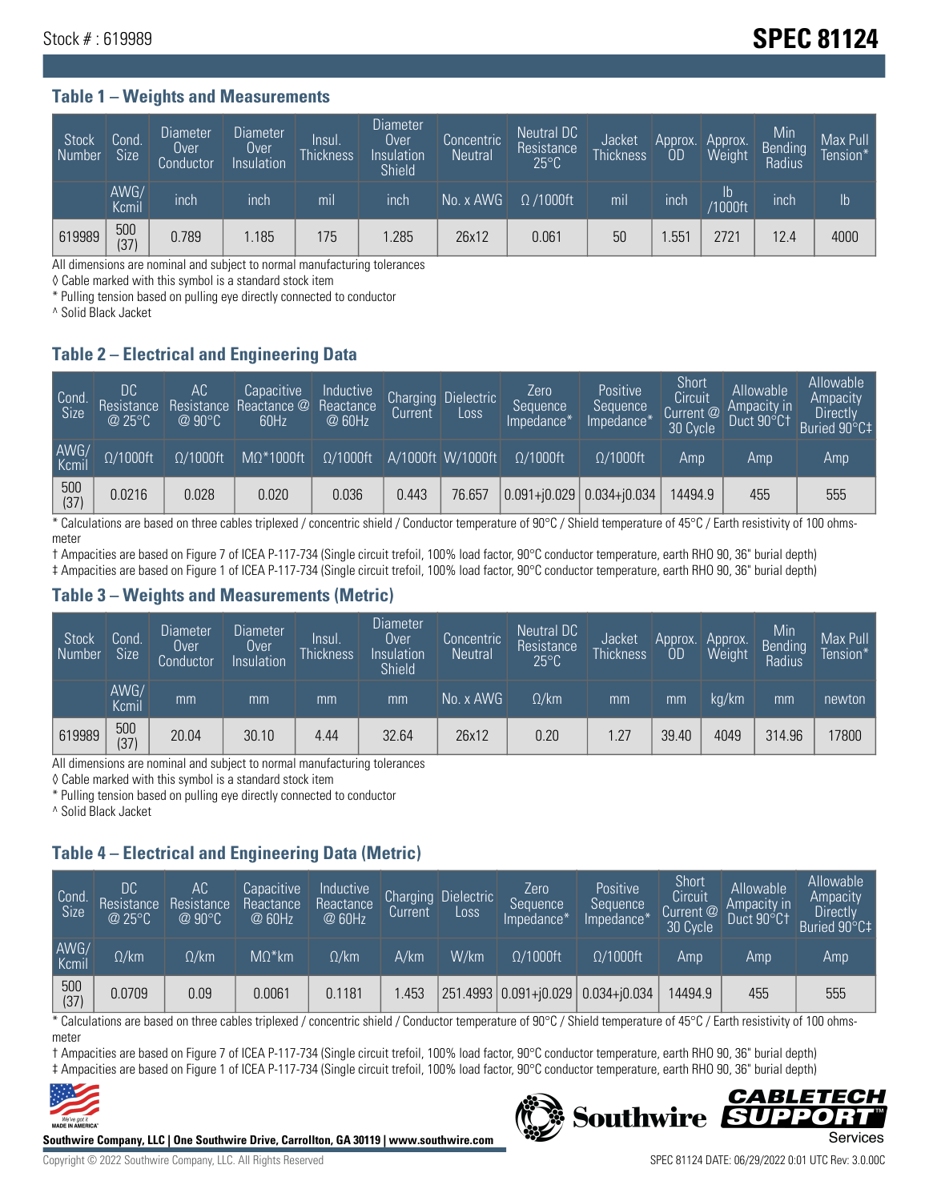Stock # : 619989

# SPEC 81124

## Table 1 – Weights and Measurements

| Stock Number | Cond. Size | Diameter Over Conductor | Diameter Over Insulation | Insul. Thickness | Diameter Over Insulation Shield | Concentric Neutral | Neutral DC Resistance 25°C | Jacket Thickness | Approx. OD | Approx. Weight | Min Bending Radius | Max Pull Tension* |
|---|---|---|---|---|---|---|---|---|---|---|---|---|
| | AWG/ Kcmil | inch | inch | mil | inch | No. x AWG | Ω /1000ft | mil | inch | lb /1000ft | inch | lb |
| 619989 | 500 (37) | 0.789 | 1.185 | 175 | 1.285 | 26x12 | 0.061 | 50 | 1.551 | 2721 | 12.4 | 4000 |

All dimensions are nominal and subject to normal manufacturing tolerances

◊ Cable marked with this symbol is a standard stock item

* Pulling tension based on pulling eye directly connected to conductor

^ Solid Black Jacket

## Table 2 – Electrical and Engineering Data

| Cond. Size | DC Resistance @ 25°C | AC Resistance @ 90°C | Capacitive Reactance @ 60Hz | Inductive Reactance @ 60Hz | Charging Current | Dielectric Loss | Zero Sequence Impedance* | Positive Sequence Impedance* | Short Circuit Current @ 30 Cycle | Allowable Ampacity in Duct 90°C† | Allowable Ampacity Directly Buried 90°C‡ |
|---|---|---|---|---|---|---|---|---|---|---|---|
| AWG/ Kcmil | Ω/1000ft | Ω/1000ft | MΩ*1000ft | Ω/1000ft | A/1000ft | W/1000ft | Ω/1000ft | Ω/1000ft | Amp | Amp | Amp |
| 500 (37) | 0.0216 | 0.028 | 0.020 | 0.036 | 0.443 | 76.657 | 0.091+j0.029 | 0.034+j0.034 | 14494.9 | 455 | 555 |

* Calculations are based on three cables triplexed / concentric shield / Conductor temperature of 90°C / Shield temperature of 45°C / Earth resistivity of 100 ohms-meter

† Ampacities are based on Figure 7 of ICEA P-117-734 (Single circuit trefoil, 100% load factor, 90°C conductor temperature, earth RHO 90, 36" burial depth)

‡ Ampacities are based on Figure 1 of ICEA P-117-734 (Single circuit trefoil, 100% load factor, 90°C conductor temperature, earth RHO 90, 36" burial depth)

## Table 3 – Weights and Measurements (Metric)

| Stock Number | Cond. Size | Diameter Over Conductor | Diameter Over Insulation | Insul. Thickness | Diameter Over Insulation Shield | Concentric Neutral | Neutral DC Resistance 25°C | Jacket Thickness | Approx. OD | Approx. Weight | Min Bending Radius | Max Pull Tension* |
|---|---|---|---|---|---|---|---|---|---|---|---|---|
| | AWG/ Kcmil | mm | mm | mm | mm | No. x AWG | Ω/km | mm | mm | kg/km | mm | newton |
| 619989 | 500 (37) | 20.04 | 30.10 | 4.44 | 32.64 | 26x12 | 0.20 | 1.27 | 39.40 | 4049 | 314.96 | 17800 |

All dimensions are nominal and subject to normal manufacturing tolerances

◊ Cable marked with this symbol is a standard stock item

* Pulling tension based on pulling eye directly connected to conductor

^ Solid Black Jacket

## Table 4 – Electrical and Engineering Data (Metric)

| Cond. Size | DC Resistance @ 25°C | AC Resistance @ 90°C | Capacitive Reactance @ 60Hz | Inductive Reactance @ 60Hz | Charging Current | Dielectric Loss | Zero Sequence Impedance* | Positive Sequence Impedance* | Short Circuit Current @ 30 Cycle | Allowable Ampacity in Duct 90°C† | Allowable Ampacity Directly Buried 90°C‡ |
|---|---|---|---|---|---|---|---|---|---|---|---|
| AWG/ Kcmil | Ω/km | Ω/km | MΩ*km | Ω/km | A/km | W/km | Ω/1000ft | Ω/1000ft | Amp | Amp | Amp |
| 500 (37) | 0.0709 | 0.09 | 0.0061 | 0.1181 | 1.453 | 251.4993 | 0.091+j0.029 | 0.034+j0.034 | 14494.9 | 455 | 555 |

* Calculations are based on three cables triplexed / concentric shield / Conductor temperature of 90°C / Shield temperature of 45°C / Earth resistivity of 100 ohms-meter

† Ampacities are based on Figure 7 of ICEA P-117-734 (Single circuit trefoil, 100% load factor, 90°C conductor temperature, earth RHO 90, 36" burial depth)

‡ Ampacities are based on Figure 1 of ICEA P-117-734 (Single circuit trefoil, 100% load factor, 90°C conductor temperature, earth RHO 90, 36" burial depth)

Southwire Company, LLC | One Southwire Drive, Carrollton, GA 30119 | www.southwire.com

Copyright © 2022 Southwire Company, LLC. All Rights Reserved

SPEC 81124 DATE: 06/29/2022 0:01 UTC Rev: 3.0.00C